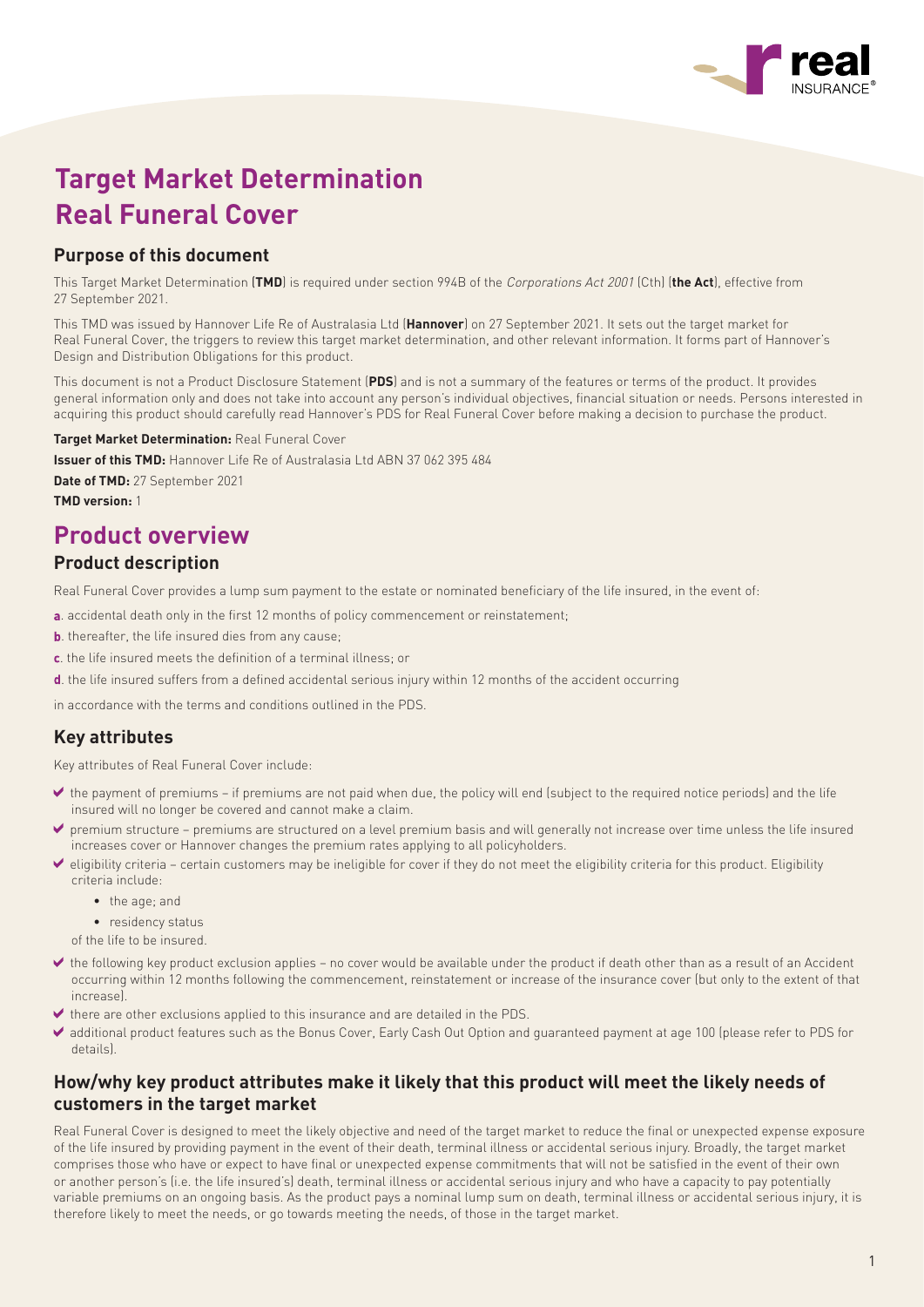# Target Market Determination Real Funeral Cover

## Purpose of this document

This Target Market Determination (**TMD**) is required under section 994B of the *Corporations Act 2001* (Cth) (**the Act**), effective from 27 September 2021.

This TMD was issued by Hannover Life Re of Australasia Ltd (**Hannover**) on 27 September 2021. It sets out the target market for Real Funeral Cover, the triggers to review this target market determination, and other relevant information. It forms part of Hannover's Design and Distribution Obligations for this product.

This document is not a Product Disclosure Statement (**PDS**) and is not a summary of the features or terms of the product. It provides general information only and does not take into account any person's individual objectives, financial situation or needs. Persons interested in acquiring this product should carefully read Hannover's PDS for Real Funeral Cover before making a decision to purchase the product.

**Target Market Determination:** Real Funeral Cover

**Issuer of this TMD:** Hannover Life Re of Australasia Ltd ABN 37 062 395 484

**Date of TMD:** 27 September 2021

**TMD version:** 1

# Product overview

## Product description

Real Funeral Cover provides a lump sum payment to the estate or nominated beneficiary of the life insured, in the event of:

**a**. accidental death only in the first 12 months of policy commencement or reinstatement;

**b**. thereafter, the life insured dies from any cause;

**c**. the life insured meets the definition of a terminal illness; or

**d**. the life insured suffers from a defined accidental serious injury within 12 months of the accident occurring

in accordance with the terms and conditions outlined in the PDS.

## Key attributes

Key attributes of Real Funeral Cover include:

- ✔ the payment of premiums – if premiums are not paid when due, the policy will end (subject to the required notice periods) and the life insured will no longer be covered and cannot make a claim.
- ✔ premium structure – premiums are structured on a level premium basis and will generally not increase over time unless the life insured increases cover or Hannover changes the premium rates applying to all policyholders.
- ✔ eligibility criteria – certain customers may be ineligible for cover if they do not meet the eligibility criteria for this product. Eligibility criteria include:
  - the age; and
  - residency status

  of the life to be insured.
- ✔ the following key product exclusion applies – no cover would be available under the product if death other than as a result of an Accident occurring within 12 months following the commencement, reinstatement or increase of the insurance cover (but only to the extent of that increase).
- ✔ there are other exclusions applied to this insurance and are detailed in the PDS.
- ✔ additional product features such as the Bonus Cover, Early Cash Out Option and guaranteed payment at age 100 (please refer to PDS for details).

## How/why key product attributes make it likely that this product will meet the likely needs of customers in the target market

Real Funeral Cover is designed to meet the likely objective and need of the target market to reduce the final or unexpected expense exposure of the life insured by providing payment in the event of their death, terminal illness or accidental serious injury. Broadly, the target market comprises those who have or expect to have final or unexpected expense commitments that will not be satisfied in the event of their own or another person's (i.e. the life insured's) death, terminal illness or accidental serious injury and who have a capacity to pay potentially variable premiums on an ongoing basis. As the product pays a nominal lump sum on death, terminal illness or accidental serious injury, it is therefore likely to meet the needs, or go towards meeting the needs, of those in the target market.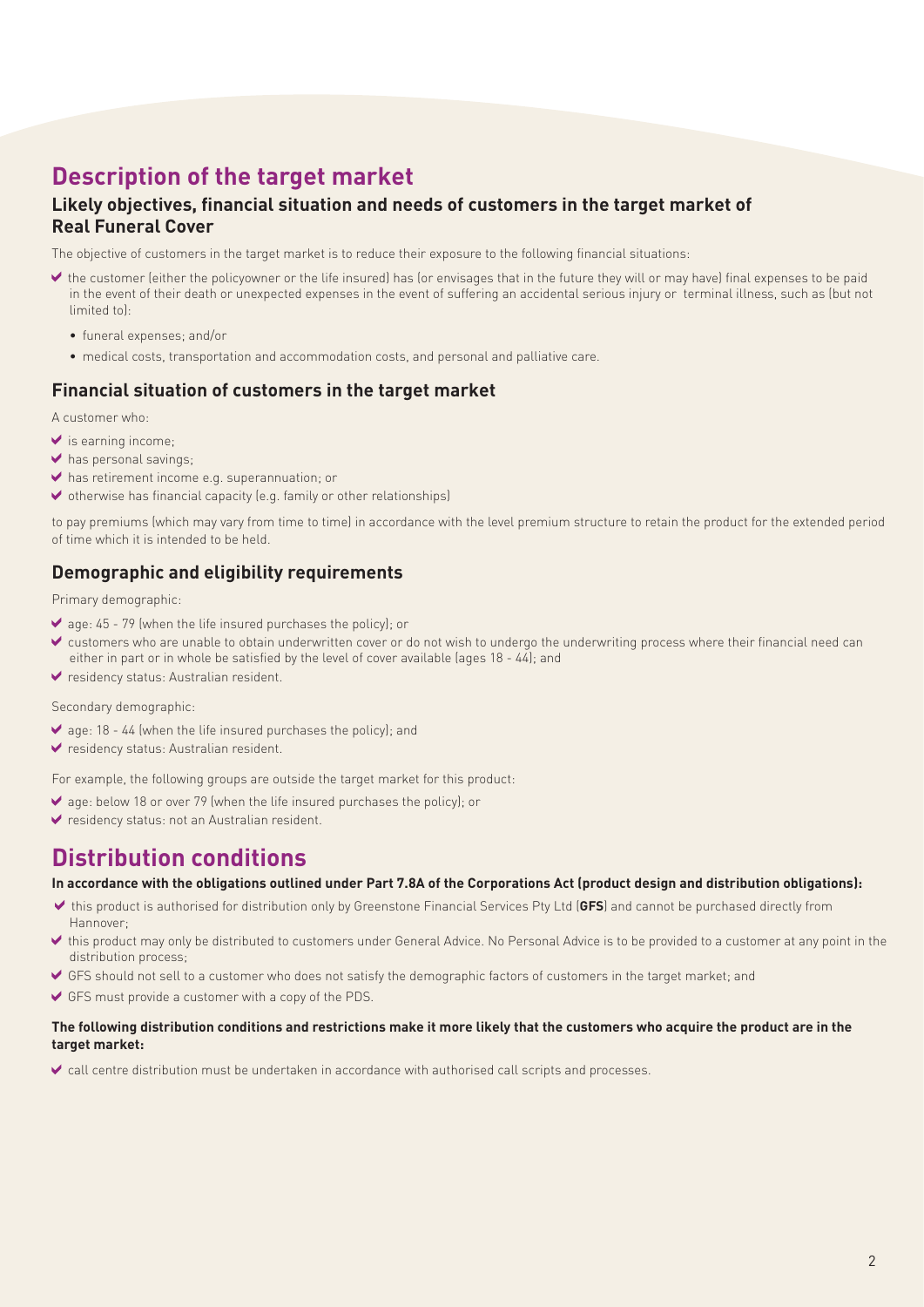# Description of the target market

## Likely objectives, financial situation and needs of customers in the target market of Real Funeral Cover

The objective of customers in the target market is to reduce their exposure to the following financial situations:

- the customer (either the policyowner or the life insured) has (or envisages that in the future they will or may have) final expenses to be paid in the event of their death or unexpected expenses in the event of suffering an accidental serious injury or terminal illness, such as (but not limited to):
  - funeral expenses; and/or
  - medical costs, transportation and accommodation costs, and personal and palliative care.

## Financial situation of customers in the target market

A customer who:

- is earning income;
- has personal savings;
- has retirement income e.g. superannuation; or
- otherwise has financial capacity (e.g. family or other relationships)

to pay premiums (which may vary from time to time) in accordance with the level premium structure to retain the product for the extended period of time which it is intended to be held.

## Demographic and eligibility requirements

Primary demographic:

- age: 45 - 79 (when the life insured purchases the policy); or
- customers who are unable to obtain underwritten cover or do not wish to undergo the underwriting process where their financial need can either in part or in whole be satisfied by the level of cover available (ages 18 - 44); and
- residency status: Australian resident.

Secondary demographic:

- age: 18 - 44 (when the life insured purchases the policy); and
- residency status: Australian resident.

For example, the following groups are outside the target market for this product:

- age: below 18 or over 79 (when the life insured purchases the policy); or
- residency status: not an Australian resident.

# Distribution conditions

**In accordance with the obligations outlined under Part 7.8A of the Corporations Act (product design and distribution obligations):**

- this product is authorised for distribution only by Greenstone Financial Services Pty Ltd (**GFS**) and cannot be purchased directly from Hannover;
- this product may only be distributed to customers under General Advice. No Personal Advice is to be provided to a customer at any point in the distribution process;
- GFS should not sell to a customer who does not satisfy the demographic factors of customers in the target market; and
- GFS must provide a customer with a copy of the PDS.

**The following distribution conditions and restrictions make it more likely that the customers who acquire the product are in the target market:**

- call centre distribution must be undertaken in accordance with authorised call scripts and processes.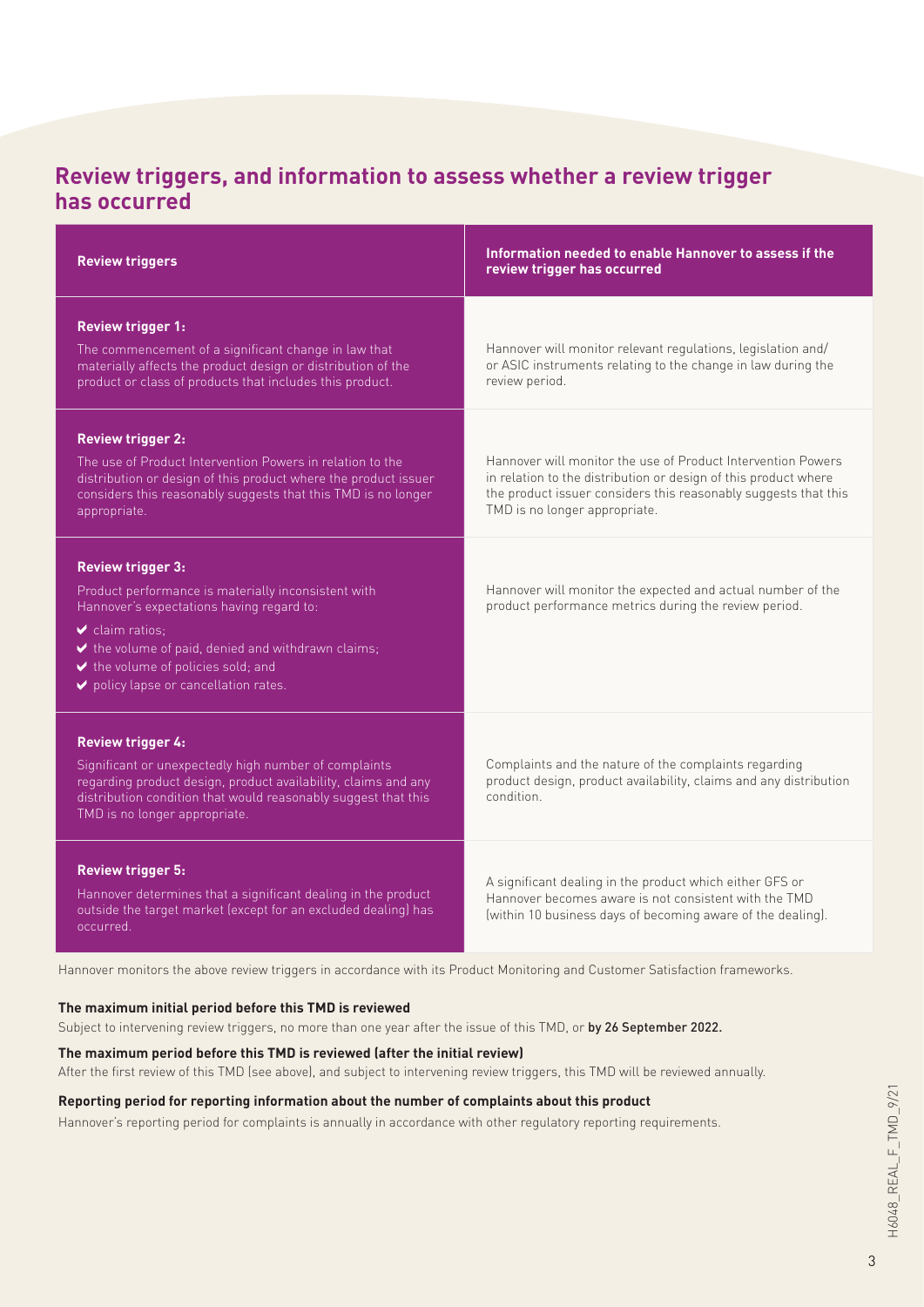## Review triggers, and information to assess whether a review trigger has occurred

| Review triggers | Information needed to enable Hannover to assess if the review trigger has occurred |
| --- | --- |
| **Review trigger 1:** The commencement of a significant change in law that materially affects the product design or distribution of the product or class of products that includes this product. | Hannover will monitor relevant regulations, legislation and/or ASIC instruments relating to the change in law during the review period. |
| **Review trigger 2:** The use of Product Intervention Powers in relation to the distribution or design of this product where the product issuer considers this reasonably suggests that this TMD is no longer appropriate. | Hannover will monitor the use of Product Intervention Powers in relation to the distribution or design of this product where the product issuer considers this reasonably suggests that this TMD is no longer appropriate. |
| **Review trigger 3:** Product performance is materially inconsistent with Hannover's expectations having regard to: <br>✔ claim ratios; <br>✔ the volume of paid, denied and withdrawn claims; <br>✔ the volume of policies sold; and <br>✔ policy lapse or cancellation rates. | Hannover will monitor the expected and actual number of the product performance metrics during the review period. |
| **Review trigger 4:** Significant or unexpectedly high number of complaints regarding product design, product availability, claims and any distribution condition that would reasonably suggest that this TMD is no longer appropriate. | Complaints and the nature of the complaints regarding product design, product availability, claims and any distribution condition. |
| **Review trigger 5:** Hannover determines that a significant dealing in the product outside the target market (except for an excluded dealing) has occurred. | A significant dealing in the product which either GFS or Hannover becomes aware is not consistent with the TMD (within 10 business days of becoming aware of the dealing). |

Hannover monitors the above review triggers in accordance with its Product Monitoring and Customer Satisfaction frameworks.

**The maximum initial period before this TMD is reviewed**

Subject to intervening review triggers, no more than one year after the issue of this TMD, or **by 26 September 2022.**

**The maximum period before this TMD is reviewed (after the initial review)**

After the first review of this TMD (see above), and subject to intervening review triggers, this TMD will be reviewed annually.

**Reporting period for reporting information about the number of complaints about this product**

Hannover's reporting period for complaints is annually in accordance with other regulatory reporting requirements.

H6048_REAL_F_TMD_9/21